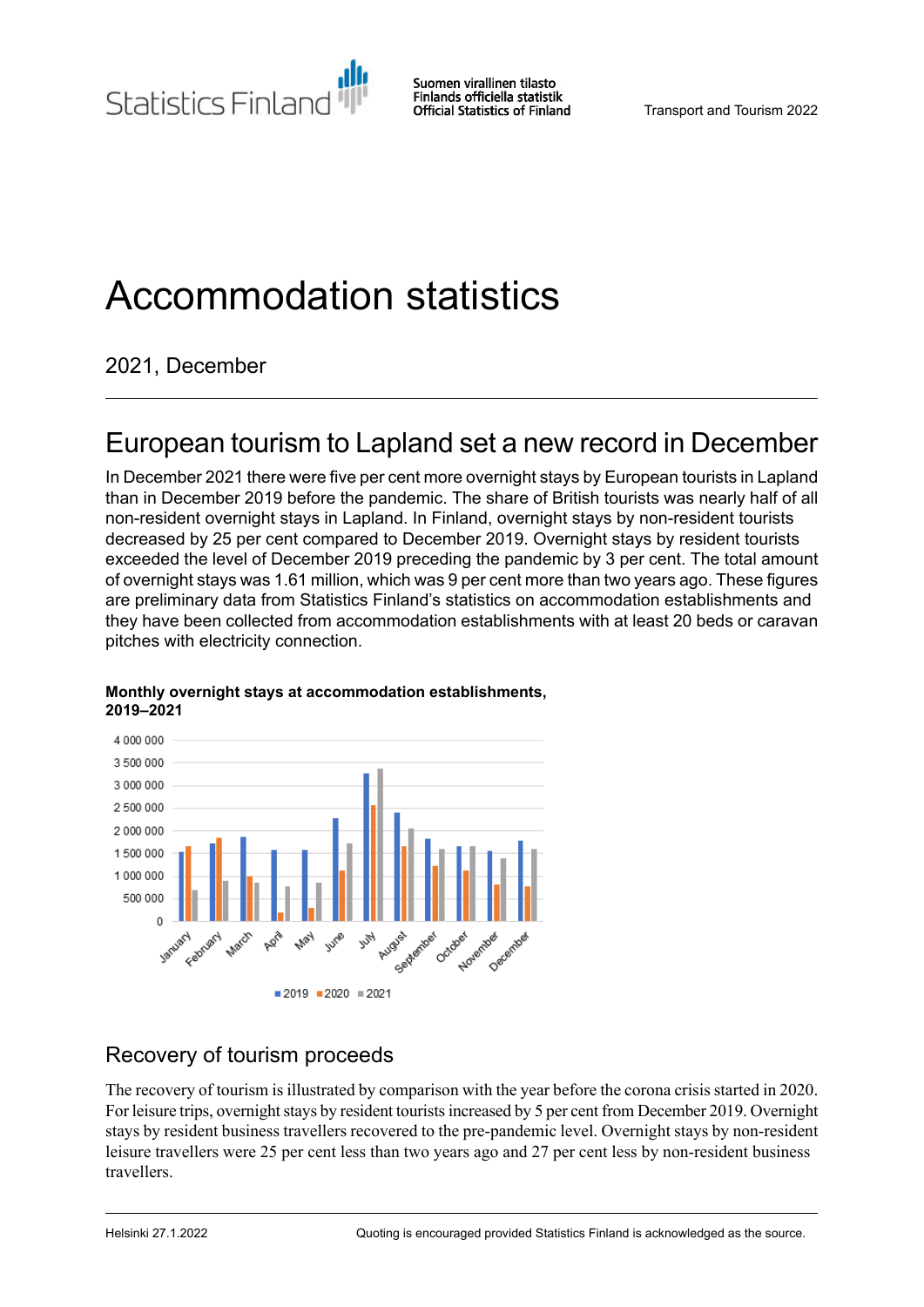Statistics Finland

Suomen virallinen tilasto
Finlands officiella statistik
Official Statistics of Finland

Transport and Tourism 2022

# Accommodation statistics

2021, December

## European tourism to Lapland set a new record in December

In December 2021 there were five per cent more overnight stays by European tourists in Lapland than in December 2019 before the pandemic. The share of British tourists was nearly half of all non-resident overnight stays in Lapland. In Finland, overnight stays by non-resident tourists decreased by 25 per cent compared to December 2019. Overnight stays by resident tourists exceeded the level of December 2019 preceding the pandemic by 3 per cent. The total amount of overnight stays was 1.61 million, which was 9 per cent more than two years ago. These figures are preliminary data from Statistics Finland's statistics on accommodation establishments and they have been collected from accommodation establishments with at least 20 beds or caravan pitches with electricity connection.

**Monthly overnight stays at accommodation establishments, 2019–2021**

## Recovery of tourism proceeds

The recovery of tourism is illustrated by comparison with the year before the corona crisis started in 2020. For leisure trips, overnight stays by resident tourists increased by 5 per cent from December 2019. Overnight stays by resident business travellers recovered to the pre-pandemic level. Overnight stays by non-resident leisure travellers were 25 per cent less than two years ago and 27 per cent less by non-resident business travellers.

Helsinki 27.1.2022

Quoting is encouraged provided Statistics Finland is acknowledged as the source.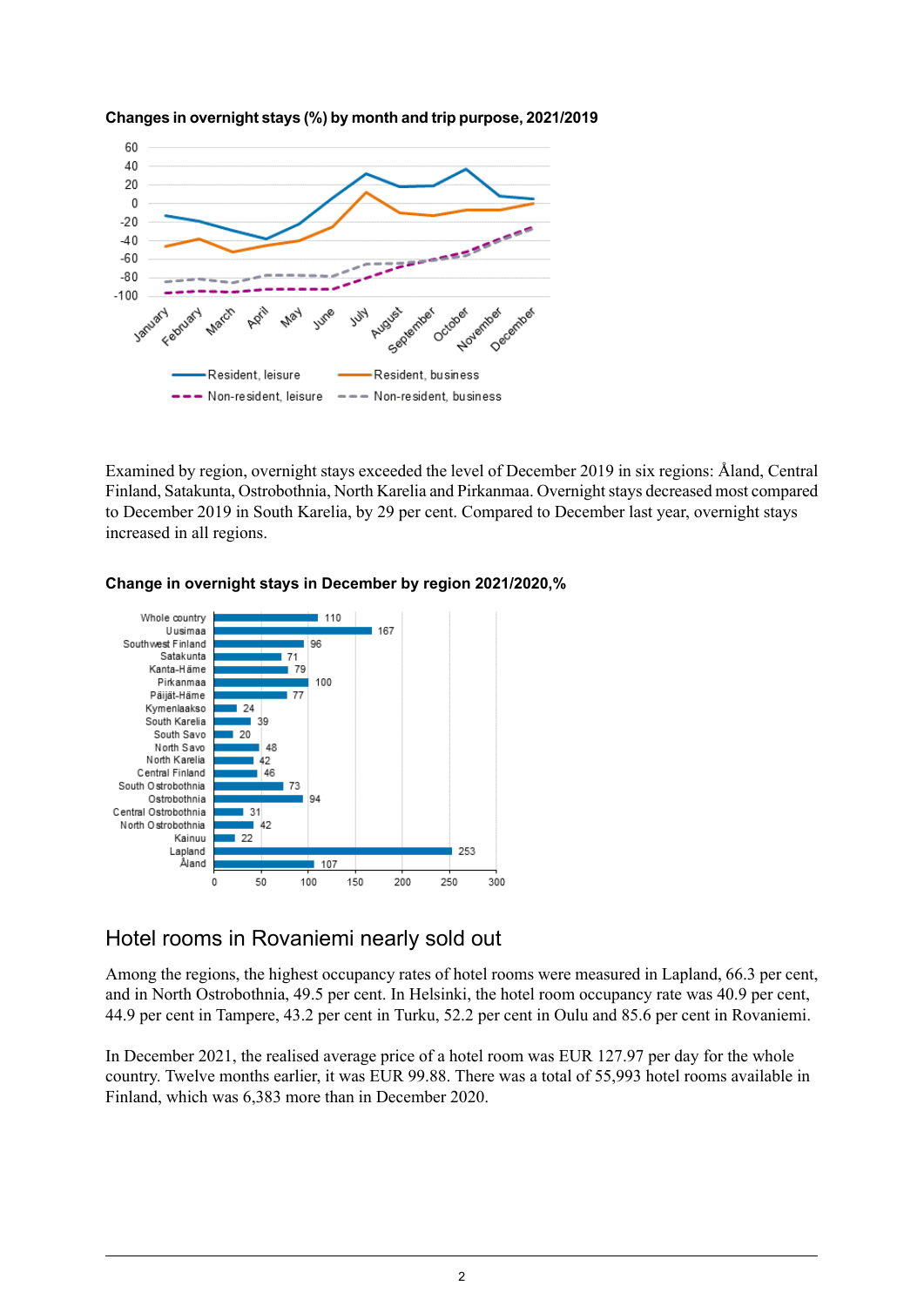**Changes in overnight stays (%) by month and trip purpose, 2021/2019**

Examined by region, overnight stays exceeded the level of December 2019 in six regions: Åland, Central Finland, Satakunta, Ostrobothnia, North Karelia and Pirkanmaa. Overnight stays decreased most compared to December 2019 in South Karelia, by 29 per cent. Compared to December last year, overnight stays increased in all regions.

**Change in overnight stays in December by region 2021/2020,%**

| Region | Change, % |
|---|---|
| Whole country | 110 |
| Uusimaa | 167 |
| Southwest Finland | 96 |
| Satakunta | 71 |
| Kanta-Häme | 79 |
| Pirkanmaa | 100 |
| Päijät-Häme | 77 |
| Kymenlaakso | 24 |
| South Karelia | 39 |
| South Savo | 20 |
| North Savo | 48 |
| North Karelia | 42 |
| Central Finland | 46 |
| South Ostrobothnia | 73 |
| Ostrobothnia | 94 |
| Central Ostrobothnia | 31 |
| North Ostrobothnia | 42 |
| Kainuu | 22 |
| Lapland | 253 |
| Åland | 107 |

## Hotel rooms in Rovaniemi nearly sold out

Among the regions, the highest occupancy rates of hotel rooms were measured in Lapland, 66.3 per cent, and in North Ostrobothnia, 49.5 per cent. In Helsinki, the hotel room occupancy rate was 40.9 per cent, 44.9 per cent in Tampere, 43.2 per cent in Turku, 52.2 per cent in Oulu and 85.6 per cent in Rovaniemi.

In December 2021, the realised average price of a hotel room was EUR 127.97 per day for the whole country. Twelve months earlier, it was EUR 99.88. There was a total of 55,993 hotel rooms available in Finland, which was 6,383 more than in December 2020.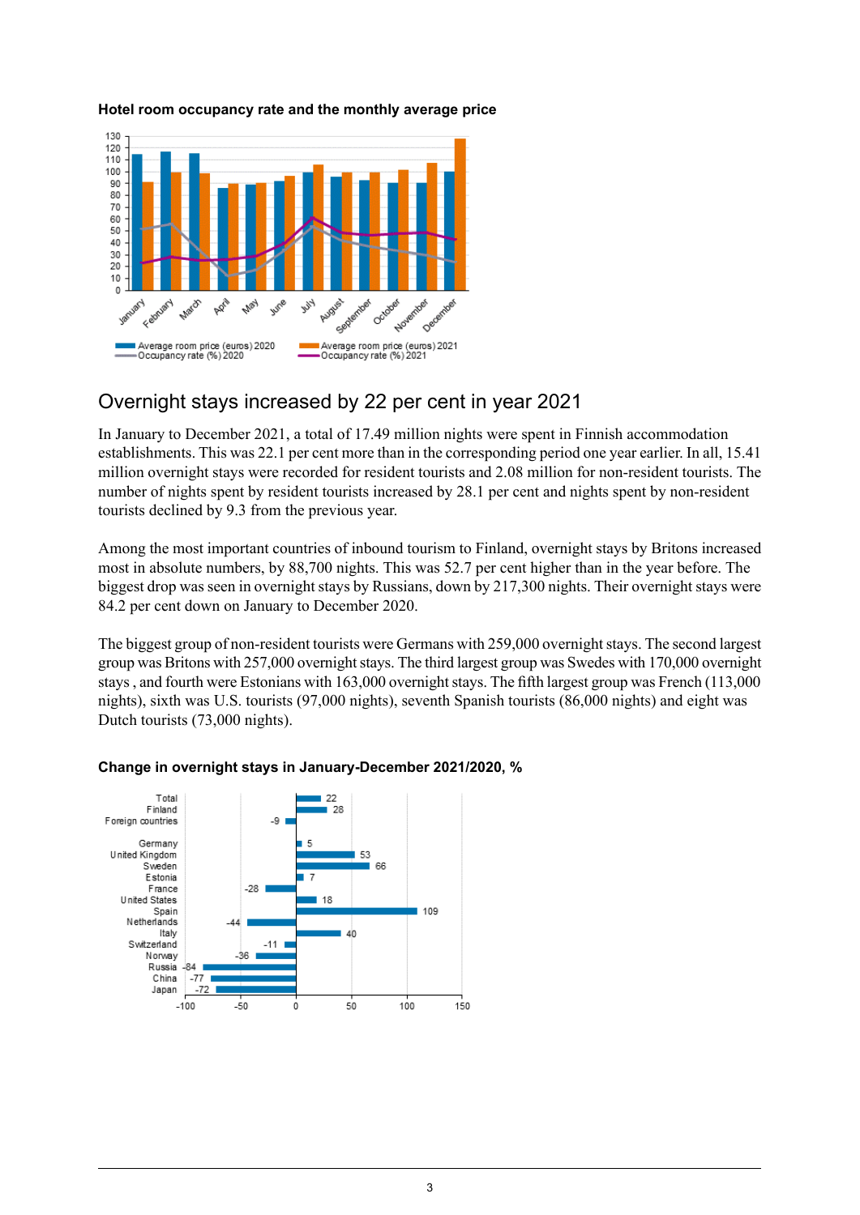**Hotel room occupancy rate and the monthly average price**

## Overnight stays increased by 22 per cent in year 2021

In January to December 2021, a total of 17.49 million nights were spent in Finnish accommodation establishments. This was 22.1 per cent more than in the corresponding period one year earlier. In all, 15.41 million overnight stays were recorded for resident tourists and 2.08 million for non-resident tourists. The number of nights spent by resident tourists increased by 28.1 per cent and nights spent by non-resident tourists declined by 9.3 from the previous year.

Among the most important countries of inbound tourism to Finland, overnight stays by Britons increased most in absolute numbers, by 88,700 nights. This was 52.7 per cent higher than in the year before. The biggest drop was seen in overnight stays by Russians, down by 217,300 nights. Their overnight stays were 84.2 per cent down on January to December 2020.

The biggest group of non-resident tourists were Germans with 259,000 overnight stays. The second largest group was Britons with 257,000 overnight stays. The third largest group was Swedes with 170,000 overnight stays , and fourth were Estonians with 163,000 overnight stays. The fifth largest group was French (113,000 nights), sixth was U.S. tourists (97,000 nights), seventh Spanish tourists (86,000 nights) and eight was Dutch tourists (73,000 nights).

**Change in overnight stays in January-December 2021/2020, %**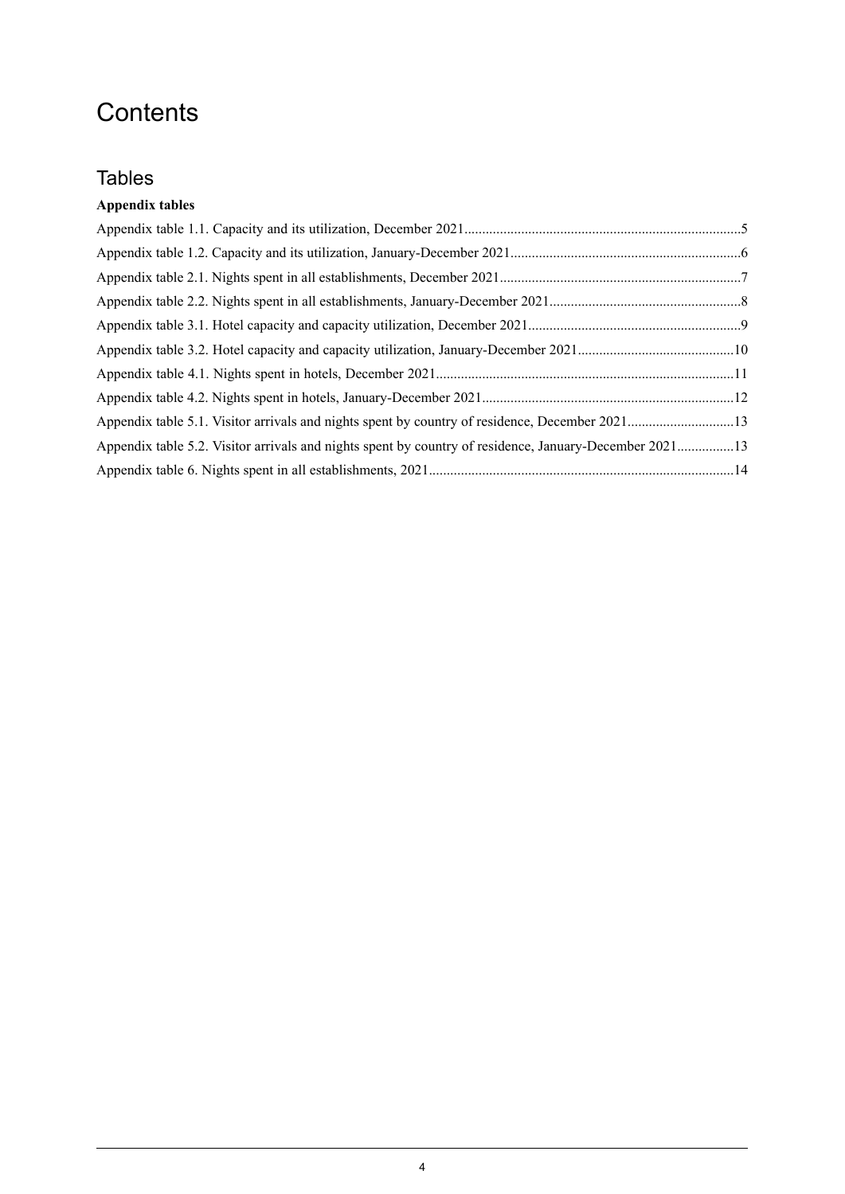# Contents

## Tables

**Appendix tables**

Appendix table 1.1. Capacity and its utilization, December 2021..........................................................................5

Appendix table 1.2. Capacity and its utilization, January-December 2021...............................................................6

Appendix table 2.1. Nights spent in all establishments, December 2021..................................................................7

Appendix table 2.2. Nights spent in all establishments, January-December 2021....................................................8

Appendix table 3.1. Hotel capacity and capacity utilization, December 2021...........................................................9

Appendix table 3.2. Hotel capacity and capacity utilization, January-December 2021...........................................10

Appendix table 4.1. Nights spent in hotels, December 2021..................................................................................11

Appendix table 4.2. Nights spent in hotels, January-December 2021.....................................................................12

Appendix table 5.1. Visitor arrivals and nights spent by country of residence, December 2021.............................13

Appendix table 5.2. Visitor arrivals and nights spent by country of residence, January-December 2021................13

Appendix table 6. Nights spent in all establishments, 2021....................................................................................14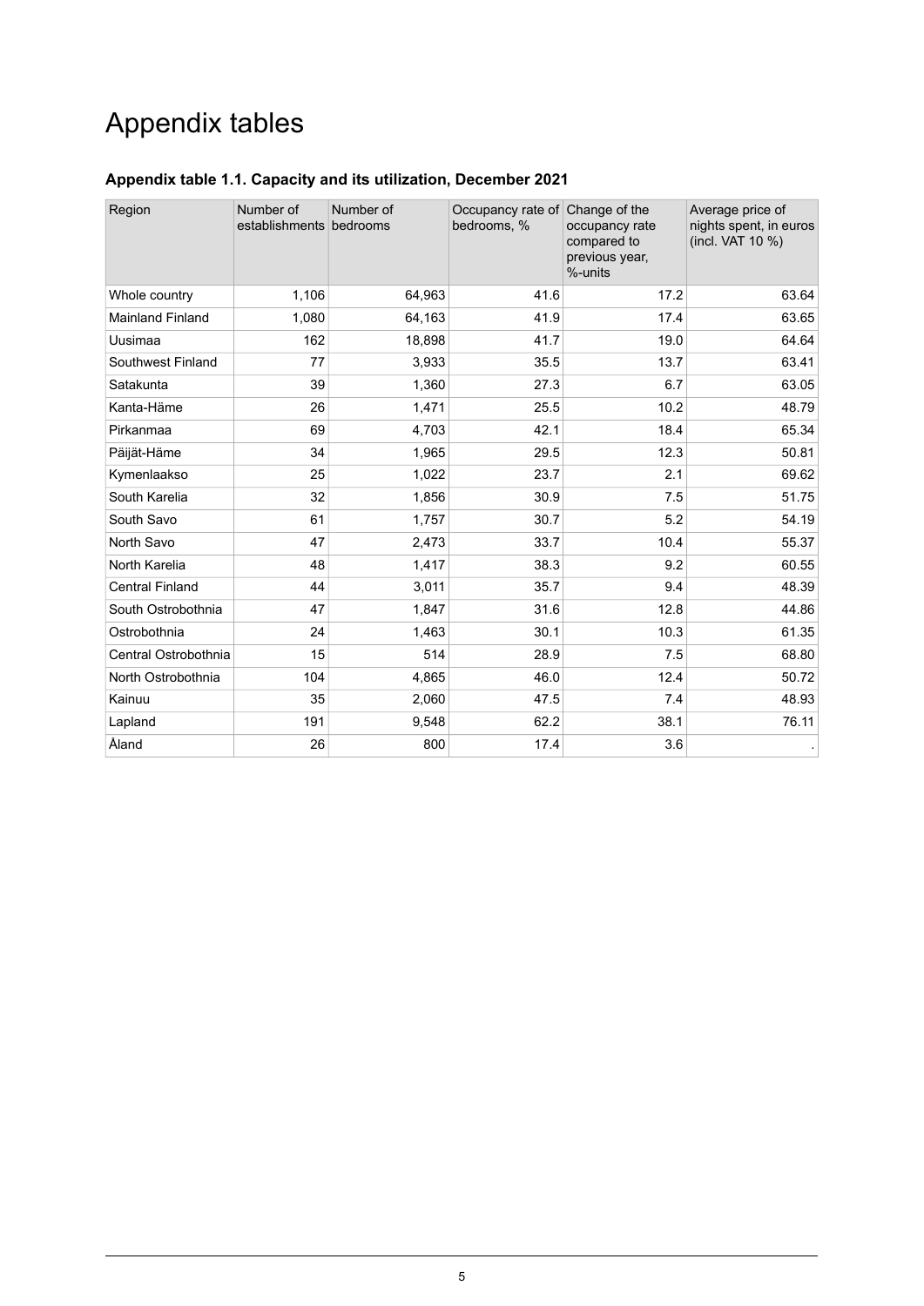# Appendix tables

### Appendix table 1.1. Capacity and its utilization, December 2021

| Region | Number of establishments | Number of bedrooms | Occupancy rate of bedrooms, % | Change of the occupancy rate compared to previous year, %-units | Average price of nights spent, in euros (incl. VAT 10 %) |
|---|---|---|---|---|---|
| Whole country | 1,106 | 64,963 | 41.6 | 17.2 | 63.64 |
| Mainland Finland | 1,080 | 64,163 | 41.9 | 17.4 | 63.65 |
| Uusimaa | 162 | 18,898 | 41.7 | 19.0 | 64.64 |
| Southwest Finland | 77 | 3,933 | 35.5 | 13.7 | 63.41 |
| Satakunta | 39 | 1,360 | 27.3 | 6.7 | 63.05 |
| Kanta-Häme | 26 | 1,471 | 25.5 | 10.2 | 48.79 |
| Pirkanmaa | 69 | 4,703 | 42.1 | 18.4 | 65.34 |
| Päijät-Häme | 34 | 1,965 | 29.5 | 12.3 | 50.81 |
| Kymenlaakso | 25 | 1,022 | 23.7 | 2.1 | 69.62 |
| South Karelia | 32 | 1,856 | 30.9 | 7.5 | 51.75 |
| South Savo | 61 | 1,757 | 30.7 | 5.2 | 54.19 |
| North Savo | 47 | 2,473 | 33.7 | 10.4 | 55.37 |
| North Karelia | 48 | 1,417 | 38.3 | 9.2 | 60.55 |
| Central Finland | 44 | 3,011 | 35.7 | 9.4 | 48.39 |
| South Ostrobothnia | 47 | 1,847 | 31.6 | 12.8 | 44.86 |
| Ostrobothnia | 24 | 1,463 | 30.1 | 10.3 | 61.35 |
| Central Ostrobothnia | 15 | 514 | 28.9 | 7.5 | 68.80 |
| North Ostrobothnia | 104 | 4,865 | 46.0 | 12.4 | 50.72 |
| Kainuu | 35 | 2,060 | 47.5 | 7.4 | 48.93 |
| Lapland | 191 | 9,548 | 62.2 | 38.1 | 76.11 |
| Åland | 26 | 800 | 17.4 | 3.6 | . |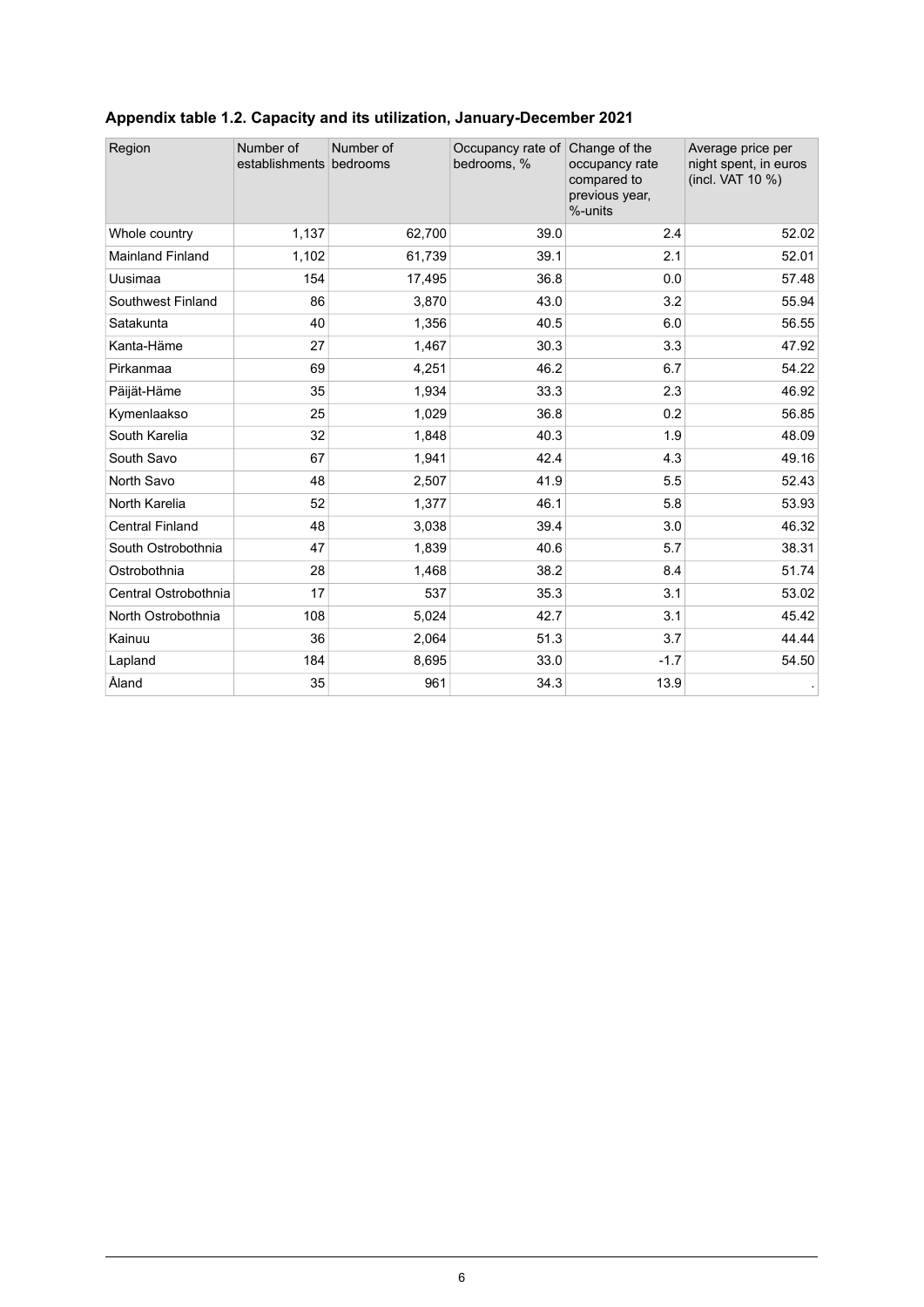**Appendix table 1.2. Capacity and its utilization, January-December 2021**

| Region | Number of establishments | Number of bedrooms | Occupancy rate of bedrooms, % | Change of the occupancy rate compared to previous year, %-units | Average price per night spent, in euros (incl. VAT 10 %) |
|---|---|---|---|---|---|
| Whole country | 1,137 | 62,700 | 39.0 | 2.4 | 52.02 |
| Mainland Finland | 1,102 | 61,739 | 39.1 | 2.1 | 52.01 |
| Uusimaa | 154 | 17,495 | 36.8 | 0.0 | 57.48 |
| Southwest Finland | 86 | 3,870 | 43.0 | 3.2 | 55.94 |
| Satakunta | 40 | 1,356 | 40.5 | 6.0 | 56.55 |
| Kanta-Häme | 27 | 1,467 | 30.3 | 3.3 | 47.92 |
| Pirkanmaa | 69 | 4,251 | 46.2 | 6.7 | 54.22 |
| Päijät-Häme | 35 | 1,934 | 33.3 | 2.3 | 46.92 |
| Kymenlaakso | 25 | 1,029 | 36.8 | 0.2 | 56.85 |
| South Karelia | 32 | 1,848 | 40.3 | 1.9 | 48.09 |
| South Savo | 67 | 1,941 | 42.4 | 4.3 | 49.16 |
| North Savo | 48 | 2,507 | 41.9 | 5.5 | 52.43 |
| North Karelia | 52 | 1,377 | 46.1 | 5.8 | 53.93 |
| Central Finland | 48 | 3,038 | 39.4 | 3.0 | 46.32 |
| South Ostrobothnia | 47 | 1,839 | 40.6 | 5.7 | 38.31 |
| Ostrobothnia | 28 | 1,468 | 38.2 | 8.4 | 51.74 |
| Central Ostrobothnia | 17 | 537 | 35.3 | 3.1 | 53.02 |
| North Ostrobothnia | 108 | 5,024 | 42.7 | 3.1 | 45.42 |
| Kainuu | 36 | 2,064 | 51.3 | 3.7 | 44.44 |
| Lapland | 184 | 8,695 | 33.0 | -1.7 | 54.50 |
| Åland | 35 | 961 | 34.3 | 13.9 | . |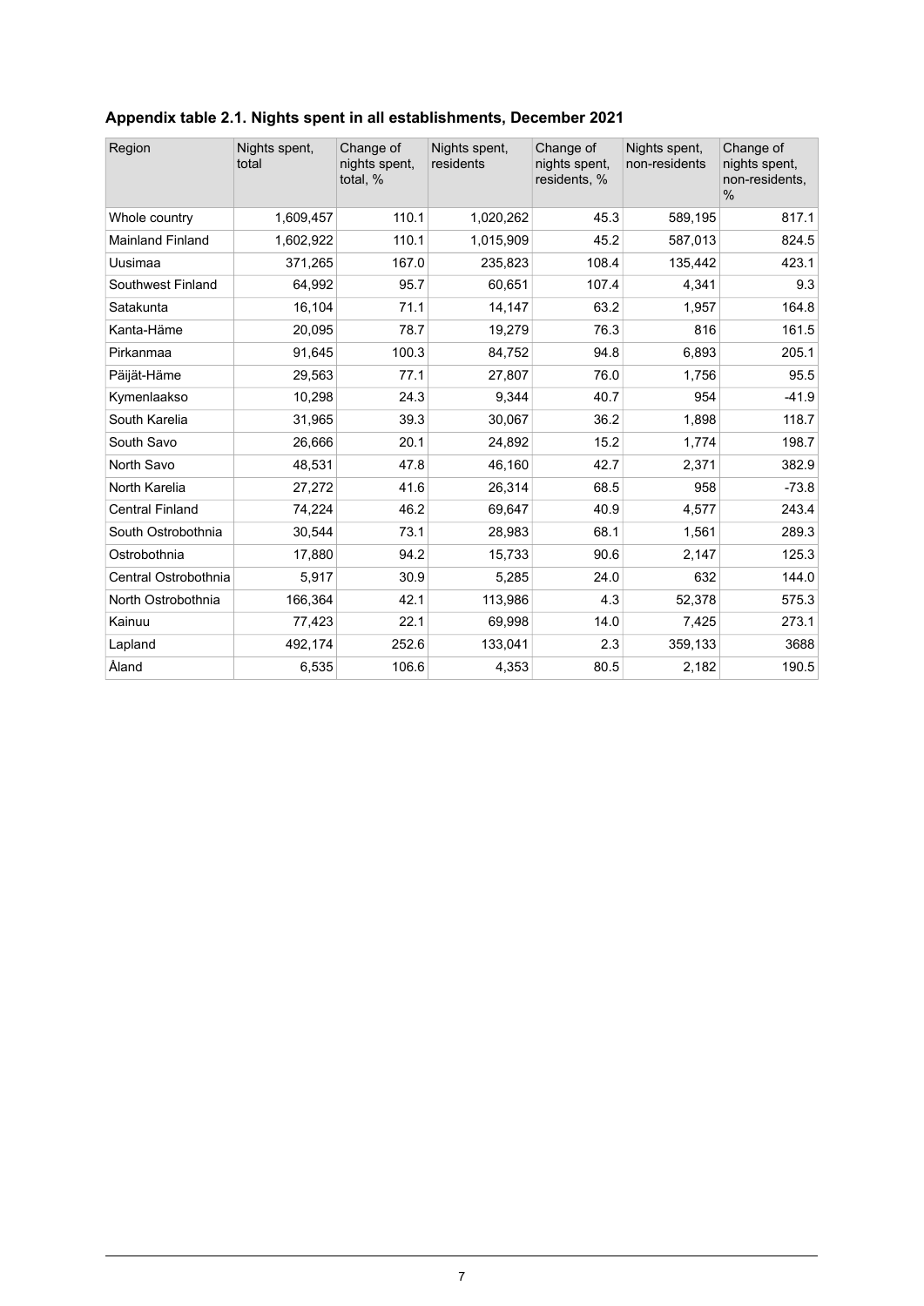### Appendix table 2.1. Nights spent in all establishments, December 2021

| Region | Nights spent, total | Change of nights spent, total, % | Nights spent, residents | Change of nights spent, residents, % | Nights spent, non-residents | Change of nights spent, non-residents, % |
|---|---|---|---|---|---|---|
| Whole country | 1,609,457 | 110.1 | 1,020,262 | 45.3 | 589,195 | 817.1 |
| Mainland Finland | 1,602,922 | 110.1 | 1,015,909 | 45.2 | 587,013 | 824.5 |
| Uusimaa | 371,265 | 167.0 | 235,823 | 108.4 | 135,442 | 423.1 |
| Southwest Finland | 64,992 | 95.7 | 60,651 | 107.4 | 4,341 | 9.3 |
| Satakunta | 16,104 | 71.1 | 14,147 | 63.2 | 1,957 | 164.8 |
| Kanta-Häme | 20,095 | 78.7 | 19,279 | 76.3 | 816 | 161.5 |
| Pirkanmaa | 91,645 | 100.3 | 84,752 | 94.8 | 6,893 | 205.1 |
| Päijät-Häme | 29,563 | 77.1 | 27,807 | 76.0 | 1,756 | 95.5 |
| Kymenlaakso | 10,298 | 24.3 | 9,344 | 40.7 | 954 | -41.9 |
| South Karelia | 31,965 | 39.3 | 30,067 | 36.2 | 1,898 | 118.7 |
| South Savo | 26,666 | 20.1 | 24,892 | 15.2 | 1,774 | 198.7 |
| North Savo | 48,531 | 47.8 | 46,160 | 42.7 | 2,371 | 382.9 |
| North Karelia | 27,272 | 41.6 | 26,314 | 68.5 | 958 | -73.8 |
| Central Finland | 74,224 | 46.2 | 69,647 | 40.9 | 4,577 | 243.4 |
| South Ostrobothnia | 30,544 | 73.1 | 28,983 | 68.1 | 1,561 | 289.3 |
| Ostrobothnia | 17,880 | 94.2 | 15,733 | 90.6 | 2,147 | 125.3 |
| Central Ostrobothnia | 5,917 | 30.9 | 5,285 | 24.0 | 632 | 144.0 |
| North Ostrobothnia | 166,364 | 42.1 | 113,986 | 4.3 | 52,378 | 575.3 |
| Kainuu | 77,423 | 22.1 | 69,998 | 14.0 | 7,425 | 273.1 |
| Lapland | 492,174 | 252.6 | 133,041 | 2.3 | 359,133 | 3688 |
| Åland | 6,535 | 106.6 | 4,353 | 80.5 | 2,182 | 190.5 |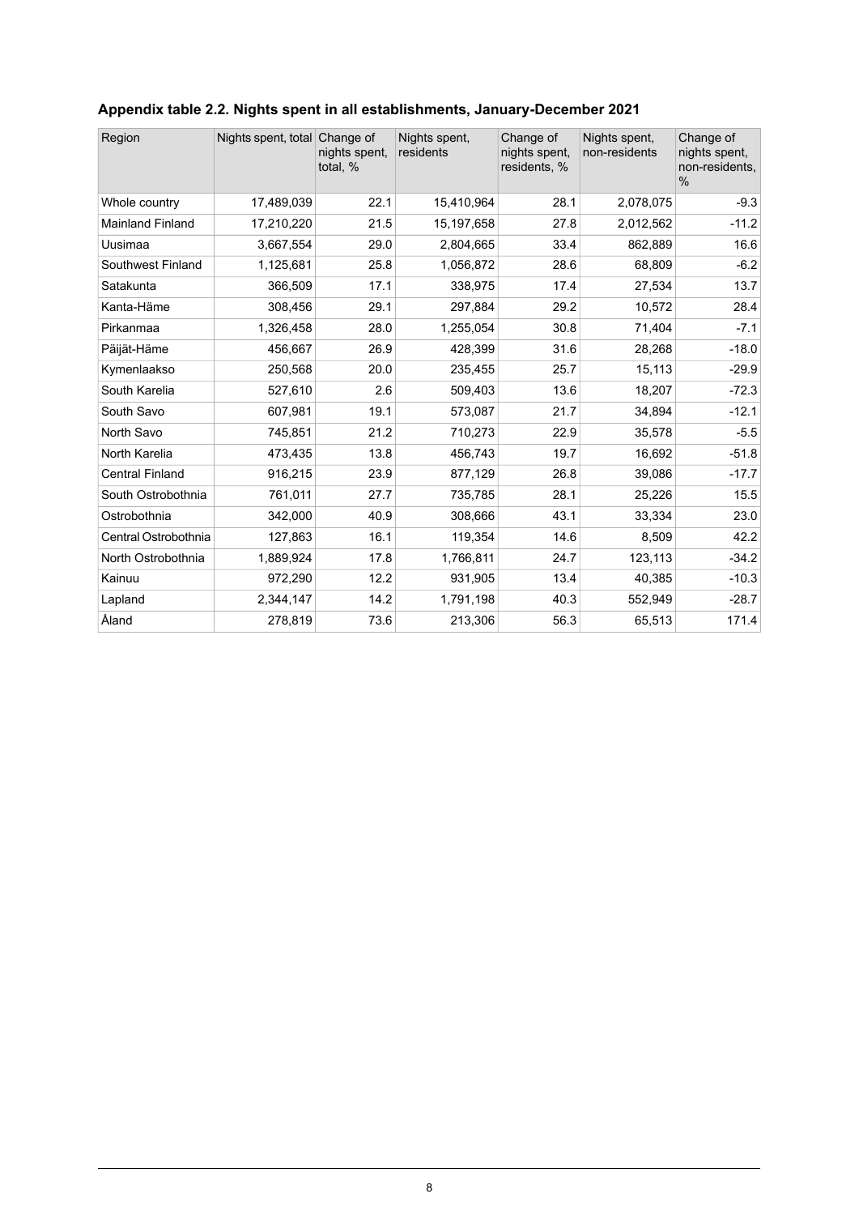### Appendix table 2.2. Nights spent in all establishments, January-December 2021

| Region | Nights spent, total | Change of nights spent, total, % | Nights spent, residents | Change of nights spent, residents, % | Nights spent, non-residents | Change of nights spent, non-residents, % |
|---|---|---|---|---|---|---|
| Whole country | 17,489,039 | 22.1 | 15,410,964 | 28.1 | 2,078,075 | -9.3 |
| Mainland Finland | 17,210,220 | 21.5 | 15,197,658 | 27.8 | 2,012,562 | -11.2 |
| Uusimaa | 3,667,554 | 29.0 | 2,804,665 | 33.4 | 862,889 | 16.6 |
| Southwest Finland | 1,125,681 | 25.8 | 1,056,872 | 28.6 | 68,809 | -6.2 |
| Satakunta | 366,509 | 17.1 | 338,975 | 17.4 | 27,534 | 13.7 |
| Kanta-Häme | 308,456 | 29.1 | 297,884 | 29.2 | 10,572 | 28.4 |
| Pirkanmaa | 1,326,458 | 28.0 | 1,255,054 | 30.8 | 71,404 | -7.1 |
| Päijät-Häme | 456,667 | 26.9 | 428,399 | 31.6 | 28,268 | -18.0 |
| Kymenlaakso | 250,568 | 20.0 | 235,455 | 25.7 | 15,113 | -29.9 |
| South Karelia | 527,610 | 2.6 | 509,403 | 13.6 | 18,207 | -72.3 |
| South Savo | 607,981 | 19.1 | 573,087 | 21.7 | 34,894 | -12.1 |
| North Savo | 745,851 | 21.2 | 710,273 | 22.9 | 35,578 | -5.5 |
| North Karelia | 473,435 | 13.8 | 456,743 | 19.7 | 16,692 | -51.8 |
| Central Finland | 916,215 | 23.9 | 877,129 | 26.8 | 39,086 | -17.7 |
| South Ostrobothnia | 761,011 | 27.7 | 735,785 | 28.1 | 25,226 | 15.5 |
| Ostrobothnia | 342,000 | 40.9 | 308,666 | 43.1 | 33,334 | 23.0 |
| Central Ostrobothnia | 127,863 | 16.1 | 119,354 | 14.6 | 8,509 | 42.2 |
| North Ostrobothnia | 1,889,924 | 17.8 | 1,766,811 | 24.7 | 123,113 | -34.2 |
| Kainuu | 972,290 | 12.2 | 931,905 | 13.4 | 40,385 | -10.3 |
| Lapland | 2,344,147 | 14.2 | 1,791,198 | 40.3 | 552,949 | -28.7 |
| Åland | 278,819 | 73.6 | 213,306 | 56.3 | 65,513 | 171.4 |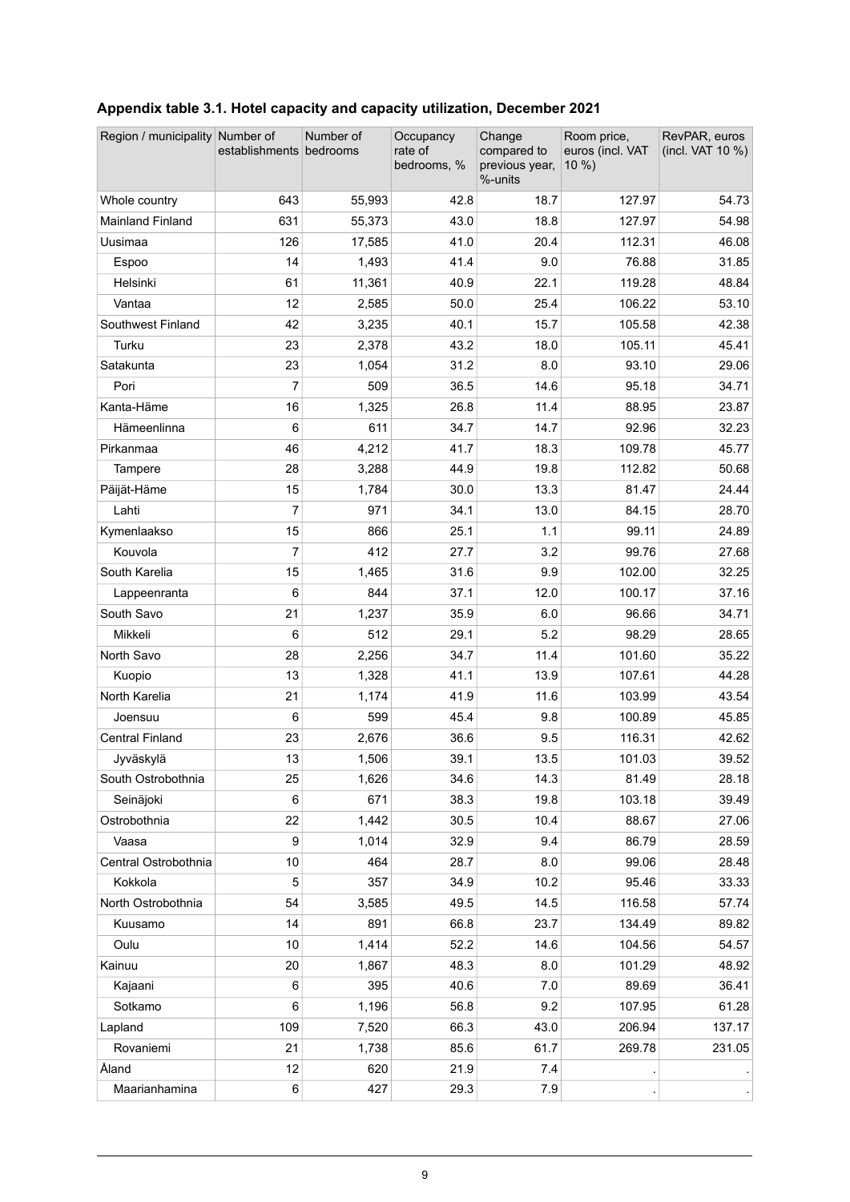### Appendix table 3.1. Hotel capacity and capacity utilization, December 2021

| Region / municipality | Number of establishments | Number of bedrooms | Occupancy rate of bedrooms, % | Change compared to previous year, %-units | Room price, euros (incl. VAT 10 %) | RevPAR, euros (incl. VAT 10 %) |
|---|---|---|---|---|---|---|
| Whole country | 643 | 55,993 | 42.8 | 18.7 | 127.97 | 54.73 |
| Mainland Finland | 631 | 55,373 | 43.0 | 18.8 | 127.97 | 54.98 |
| Uusimaa | 126 | 17,585 | 41.0 | 20.4 | 112.31 | 46.08 |
| Espoo | 14 | 1,493 | 41.4 | 9.0 | 76.88 | 31.85 |
| Helsinki | 61 | 11,361 | 40.9 | 22.1 | 119.28 | 48.84 |
| Vantaa | 12 | 2,585 | 50.0 | 25.4 | 106.22 | 53.10 |
| Southwest Finland | 42 | 3,235 | 40.1 | 15.7 | 105.58 | 42.38 |
| Turku | 23 | 2,378 | 43.2 | 18.0 | 105.11 | 45.41 |
| Satakunta | 23 | 1,054 | 31.2 | 8.0 | 93.10 | 29.06 |
| Pori | 7 | 509 | 36.5 | 14.6 | 95.18 | 34.71 |
| Kanta-Häme | 16 | 1,325 | 26.8 | 11.4 | 88.95 | 23.87 |
| Hämeenlinna | 6 | 611 | 34.7 | 14.7 | 92.96 | 32.23 |
| Pirkanmaa | 46 | 4,212 | 41.7 | 18.3 | 109.78 | 45.77 |
| Tampere | 28 | 3,288 | 44.9 | 19.8 | 112.82 | 50.68 |
| Päijät-Häme | 15 | 1,784 | 30.0 | 13.3 | 81.47 | 24.44 |
| Lahti | 7 | 971 | 34.1 | 13.0 | 84.15 | 28.70 |
| Kymenlaakso | 15 | 866 | 25.1 | 1.1 | 99.11 | 24.89 |
| Kouvola | 7 | 412 | 27.7 | 3.2 | 99.76 | 27.68 |
| South Karelia | 15 | 1,465 | 31.6 | 9.9 | 102.00 | 32.25 |
| Lappeenranta | 6 | 844 | 37.1 | 12.0 | 100.17 | 37.16 |
| South Savo | 21 | 1,237 | 35.9 | 6.0 | 96.66 | 34.71 |
| Mikkeli | 6 | 512 | 29.1 | 5.2 | 98.29 | 28.65 |
| North Savo | 28 | 2,256 | 34.7 | 11.4 | 101.60 | 35.22 |
| Kuopio | 13 | 1,328 | 41.1 | 13.9 | 107.61 | 44.28 |
| North Karelia | 21 | 1,174 | 41.9 | 11.6 | 103.99 | 43.54 |
| Joensuu | 6 | 599 | 45.4 | 9.8 | 100.89 | 45.85 |
| Central Finland | 23 | 2,676 | 36.6 | 9.5 | 116.31 | 42.62 |
| Jyväskylä | 13 | 1,506 | 39.1 | 13.5 | 101.03 | 39.52 |
| South Ostrobothnia | 25 | 1,626 | 34.6 | 14.3 | 81.49 | 28.18 |
| Seinäjoki | 6 | 671 | 38.3 | 19.8 | 103.18 | 39.49 |
| Ostrobothnia | 22 | 1,442 | 30.5 | 10.4 | 88.67 | 27.06 |
| Vaasa | 9 | 1,014 | 32.9 | 9.4 | 86.79 | 28.59 |
| Central Ostrobothnia | 10 | 464 | 28.7 | 8.0 | 99.06 | 28.48 |
| Kokkola | 5 | 357 | 34.9 | 10.2 | 95.46 | 33.33 |
| North Ostrobothnia | 54 | 3,585 | 49.5 | 14.5 | 116.58 | 57.74 |
| Kuusamo | 14 | 891 | 66.8 | 23.7 | 134.49 | 89.82 |
| Oulu | 10 | 1,414 | 52.2 | 14.6 | 104.56 | 54.57 |
| Kainuu | 20 | 1,867 | 48.3 | 8.0 | 101.29 | 48.92 |
| Kajaani | 6 | 395 | 40.6 | 7.0 | 89.69 | 36.41 |
| Sotkamo | 6 | 1,196 | 56.8 | 9.2 | 107.95 | 61.28 |
| Lapland | 109 | 7,520 | 66.3 | 43.0 | 206.94 | 137.17 |
| Rovaniemi | 21 | 1,738 | 85.6 | 61.7 | 269.78 | 231.05 |
| Åland | 12 | 620 | 21.9 | 7.4 | . | . |
| Maarianhamina | 6 | 427 | 29.3 | 7.9 | . | . |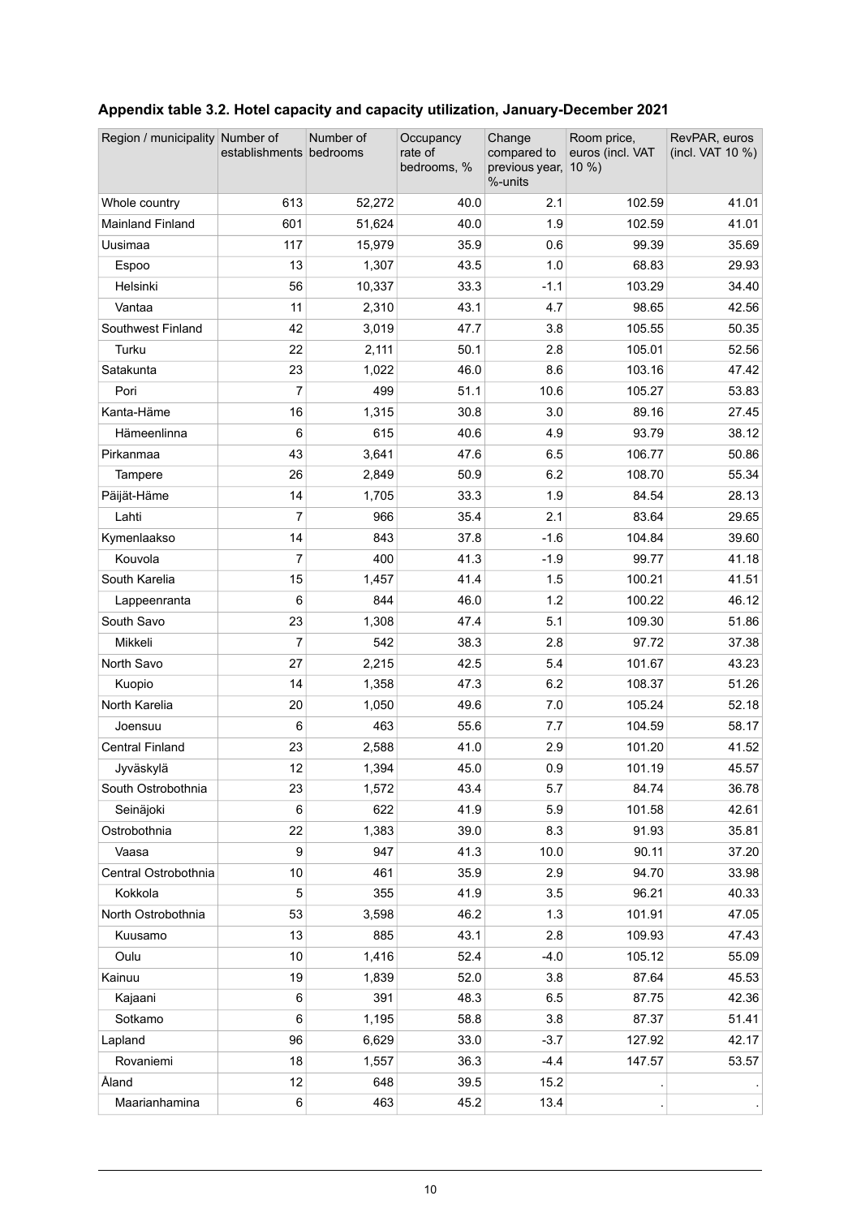### Appendix table 3.2. Hotel capacity and capacity utilization, January-December 2021

| Region / municipality | Number of establishments | Number of bedrooms | Occupancy rate of bedrooms, % | Change compared to previous year, %-units | Room price, euros (incl. VAT 10 %) | RevPAR, euros (incl. VAT 10 %) |
|---|---|---|---|---|---|---|
| Whole country | 613 | 52,272 | 40.0 | 2.1 | 102.59 | 41.01 |
| Mainland Finland | 601 | 51,624 | 40.0 | 1.9 | 102.59 | 41.01 |
| Uusimaa | 117 | 15,979 | 35.9 | 0.6 | 99.39 | 35.69 |
| Espoo | 13 | 1,307 | 43.5 | 1.0 | 68.83 | 29.93 |
| Helsinki | 56 | 10,337 | 33.3 | -1.1 | 103.29 | 34.40 |
| Vantaa | 11 | 2,310 | 43.1 | 4.7 | 98.65 | 42.56 |
| Southwest Finland | 42 | 3,019 | 47.7 | 3.8 | 105.55 | 50.35 |
| Turku | 22 | 2,111 | 50.1 | 2.8 | 105.01 | 52.56 |
| Satakunta | 23 | 1,022 | 46.0 | 8.6 | 103.16 | 47.42 |
| Pori | 7 | 499 | 51.1 | 10.6 | 105.27 | 53.83 |
| Kanta-Häme | 16 | 1,315 | 30.8 | 3.0 | 89.16 | 27.45 |
| Hämeenlinna | 6 | 615 | 40.6 | 4.9 | 93.79 | 38.12 |
| Pirkanmaa | 43 | 3,641 | 47.6 | 6.5 | 106.77 | 50.86 |
| Tampere | 26 | 2,849 | 50.9 | 6.2 | 108.70 | 55.34 |
| Päijät-Häme | 14 | 1,705 | 33.3 | 1.9 | 84.54 | 28.13 |
| Lahti | 7 | 966 | 35.4 | 2.1 | 83.64 | 29.65 |
| Kymenlaakso | 14 | 843 | 37.8 | -1.6 | 104.84 | 39.60 |
| Kouvola | 7 | 400 | 41.3 | -1.9 | 99.77 | 41.18 |
| South Karelia | 15 | 1,457 | 41.4 | 1.5 | 100.21 | 41.51 |
| Lappeenranta | 6 | 844 | 46.0 | 1.2 | 100.22 | 46.12 |
| South Savo | 23 | 1,308 | 47.4 | 5.1 | 109.30 | 51.86 |
| Mikkeli | 7 | 542 | 38.3 | 2.8 | 97.72 | 37.38 |
| North Savo | 27 | 2,215 | 42.5 | 5.4 | 101.67 | 43.23 |
| Kuopio | 14 | 1,358 | 47.3 | 6.2 | 108.37 | 51.26 |
| North Karelia | 20 | 1,050 | 49.6 | 7.0 | 105.24 | 52.18 |
| Joensuu | 6 | 463 | 55.6 | 7.7 | 104.59 | 58.17 |
| Central Finland | 23 | 2,588 | 41.0 | 2.9 | 101.20 | 41.52 |
| Jyväskylä | 12 | 1,394 | 45.0 | 0.9 | 101.19 | 45.57 |
| South Ostrobothnia | 23 | 1,572 | 43.4 | 5.7 | 84.74 | 36.78 |
| Seinäjoki | 6 | 622 | 41.9 | 5.9 | 101.58 | 42.61 |
| Ostrobothnia | 22 | 1,383 | 39.0 | 8.3 | 91.93 | 35.81 |
| Vaasa | 9 | 947 | 41.3 | 10.0 | 90.11 | 37.20 |
| Central Ostrobothnia | 10 | 461 | 35.9 | 2.9 | 94.70 | 33.98 |
| Kokkola | 5 | 355 | 41.9 | 3.5 | 96.21 | 40.33 |
| North Ostrobothnia | 53 | 3,598 | 46.2 | 1.3 | 101.91 | 47.05 |
| Kuusamo | 13 | 885 | 43.1 | 2.8 | 109.93 | 47.43 |
| Oulu | 10 | 1,416 | 52.4 | -4.0 | 105.12 | 55.09 |
| Kainuu | 19 | 1,839 | 52.0 | 3.8 | 87.64 | 45.53 |
| Kajaani | 6 | 391 | 48.3 | 6.5 | 87.75 | 42.36 |
| Sotkamo | 6 | 1,195 | 58.8 | 3.8 | 87.37 | 51.41 |
| Lapland | 96 | 6,629 | 33.0 | -3.7 | 127.92 | 42.17 |
| Rovaniemi | 18 | 1,557 | 36.3 | -4.4 | 147.57 | 53.57 |
| Åland | 12 | 648 | 39.5 | 15.2 | . | . |
| Maarianhamina | 6 | 463 | 45.2 | 13.4 | . | . |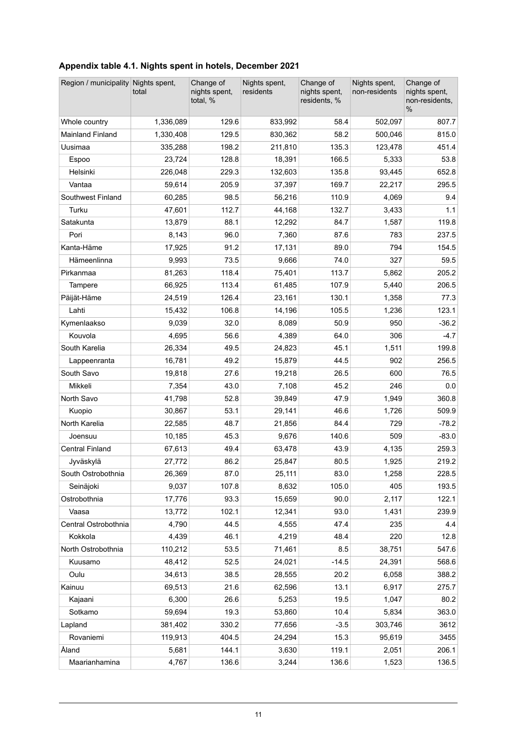### Appendix table 4.1. Nights spent in hotels, December 2021

| Region / municipality | Nights spent, total | Change of nights spent, total, % | Nights spent, residents | Change of nights spent, residents, % | Nights spent, non-residents | Change of nights spent, non-residents, % |
|---|---|---|---|---|---|---|
| Whole country | 1,336,089 | 129.6 | 833,992 | 58.4 | 502,097 | 807.7 |
| Mainland Finland | 1,330,408 | 129.5 | 830,362 | 58.2 | 500,046 | 815.0 |
| Uusimaa | 335,288 | 198.2 | 211,810 | 135.3 | 123,478 | 451.4 |
| Espoo | 23,724 | 128.8 | 18,391 | 166.5 | 5,333 | 53.8 |
| Helsinki | 226,048 | 229.3 | 132,603 | 135.8 | 93,445 | 652.8 |
| Vantaa | 59,614 | 205.9 | 37,397 | 169.7 | 22,217 | 295.5 |
| Southwest Finland | 60,285 | 98.5 | 56,216 | 110.9 | 4,069 | 9.4 |
| Turku | 47,601 | 112.7 | 44,168 | 132.7 | 3,433 | 1.1 |
| Satakunta | 13,879 | 88.1 | 12,292 | 84.7 | 1,587 | 119.8 |
| Pori | 8,143 | 96.0 | 7,360 | 87.6 | 783 | 237.5 |
| Kanta-Häme | 17,925 | 91.2 | 17,131 | 89.0 | 794 | 154.5 |
| Hämeenlinna | 9,993 | 73.5 | 9,666 | 74.0 | 327 | 59.5 |
| Pirkanmaa | 81,263 | 118.4 | 75,401 | 113.7 | 5,862 | 205.2 |
| Tampere | 66,925 | 113.4 | 61,485 | 107.9 | 5,440 | 206.5 |
| Päijät-Häme | 24,519 | 126.4 | 23,161 | 130.1 | 1,358 | 77.3 |
| Lahti | 15,432 | 106.8 | 14,196 | 105.5 | 1,236 | 123.1 |
| Kymenlaakso | 9,039 | 32.0 | 8,089 | 50.9 | 950 | -36.2 |
| Kouvola | 4,695 | 56.6 | 4,389 | 64.0 | 306 | -4.7 |
| South Karelia | 26,334 | 49.5 | 24,823 | 45.1 | 1,511 | 199.8 |
| Lappeenranta | 16,781 | 49.2 | 15,879 | 44.5 | 902 | 256.5 |
| South Savo | 19,818 | 27.6 | 19,218 | 26.5 | 600 | 76.5 |
| Mikkeli | 7,354 | 43.0 | 7,108 | 45.2 | 246 | 0.0 |
| North Savo | 41,798 | 52.8 | 39,849 | 47.9 | 1,949 | 360.8 |
| Kuopio | 30,867 | 53.1 | 29,141 | 46.6 | 1,726 | 509.9 |
| North Karelia | 22,585 | 48.7 | 21,856 | 84.4 | 729 | -78.2 |
| Joensuu | 10,185 | 45.3 | 9,676 | 140.6 | 509 | -83.0 |
| Central Finland | 67,613 | 49.4 | 63,478 | 43.9 | 4,135 | 259.3 |
| Jyväskylä | 27,772 | 86.2 | 25,847 | 80.5 | 1,925 | 219.2 |
| South Ostrobothnia | 26,369 | 87.0 | 25,111 | 83.0 | 1,258 | 228.5 |
| Seinäjoki | 9,037 | 107.8 | 8,632 | 105.0 | 405 | 193.5 |
| Ostrobothnia | 17,776 | 93.3 | 15,659 | 90.0 | 2,117 | 122.1 |
| Vaasa | 13,772 | 102.1 | 12,341 | 93.0 | 1,431 | 239.9 |
| Central Ostrobothnia | 4,790 | 44.5 | 4,555 | 47.4 | 235 | 4.4 |
| Kokkola | 4,439 | 46.1 | 4,219 | 48.4 | 220 | 12.8 |
| North Ostrobothnia | 110,212 | 53.5 | 71,461 | 8.5 | 38,751 | 547.6 |
| Kuusamo | 48,412 | 52.5 | 24,021 | -14.5 | 24,391 | 568.6 |
| Oulu | 34,613 | 38.5 | 28,555 | 20.2 | 6,058 | 388.2 |
| Kainuu | 69,513 | 21.6 | 62,596 | 13.1 | 6,917 | 275.7 |
| Kajaani | 6,300 | 26.6 | 5,253 | 19.5 | 1,047 | 80.2 |
| Sotkamo | 59,694 | 19.3 | 53,860 | 10.4 | 5,834 | 363.0 |
| Lapland | 381,402 | 330.2 | 77,656 | -3.5 | 303,746 | 3612 |
| Rovaniemi | 119,913 | 404.5 | 24,294 | 15.3 | 95,619 | 3455 |
| Åland | 5,681 | 144.1 | 3,630 | 119.1 | 2,051 | 206.1 |
| Maarianhamina | 4,767 | 136.6 | 3,244 | 136.6 | 1,523 | 136.5 |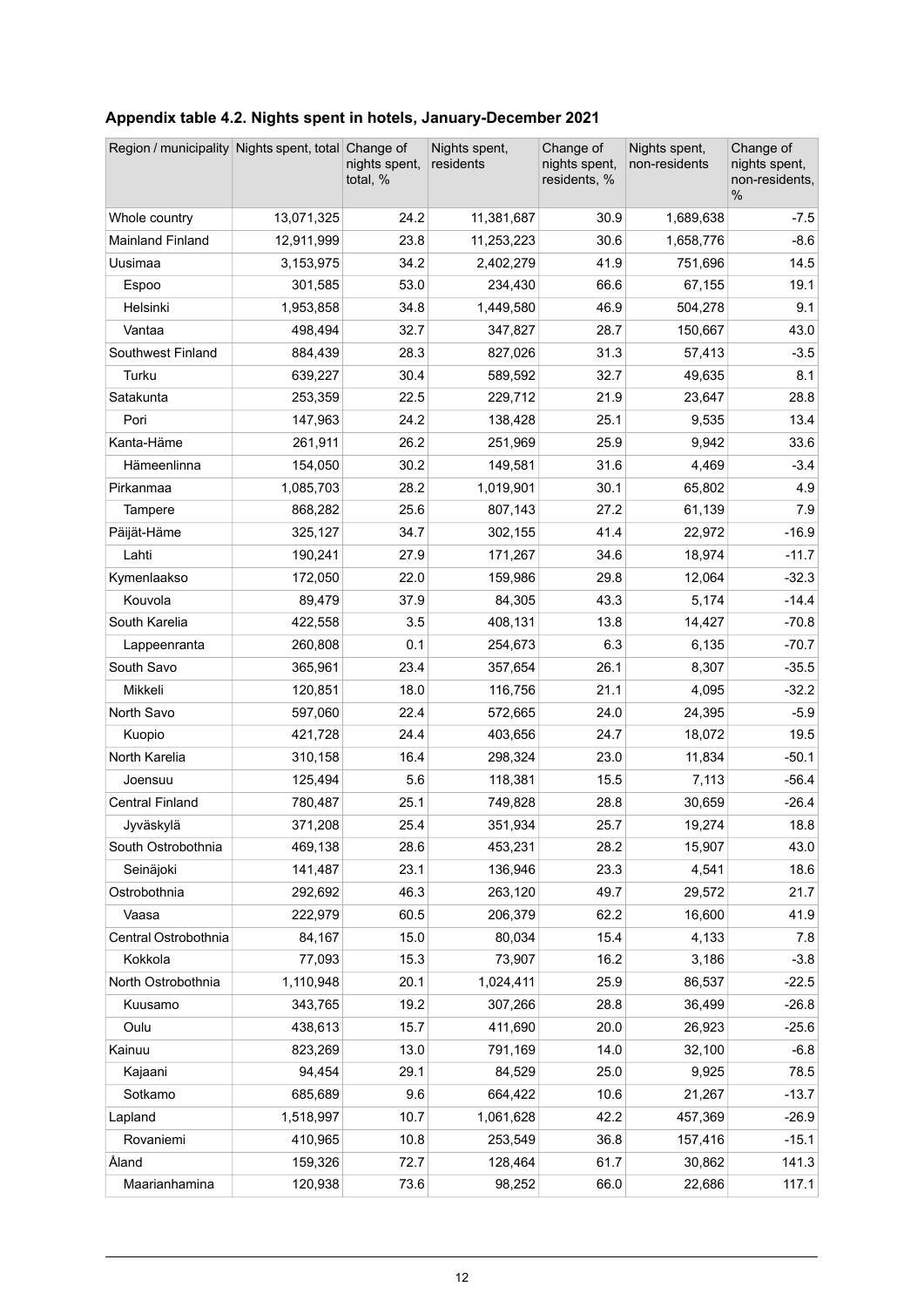### Appendix table 4.2. Nights spent in hotels, January-December 2021

| Region / municipality | Nights spent, total | Change of nights spent, total, % | Nights spent, residents | Change of nights spent, residents, % | Nights spent, non-residents | Change of nights spent, non-residents, % |
|---|---|---|---|---|---|---|
| Whole country | 13,071,325 | 24.2 | 11,381,687 | 30.9 | 1,689,638 | -7.5 |
| Mainland Finland | 12,911,999 | 23.8 | 11,253,223 | 30.6 | 1,658,776 | -8.6 |
| Uusimaa | 3,153,975 | 34.2 | 2,402,279 | 41.9 | 751,696 | 14.5 |
| Espoo | 301,585 | 53.0 | 234,430 | 66.6 | 67,155 | 19.1 |
| Helsinki | 1,953,858 | 34.8 | 1,449,580 | 46.9 | 504,278 | 9.1 |
| Vantaa | 498,494 | 32.7 | 347,827 | 28.7 | 150,667 | 43.0 |
| Southwest Finland | 884,439 | 28.3 | 827,026 | 31.3 | 57,413 | -3.5 |
| Turku | 639,227 | 30.4 | 589,592 | 32.7 | 49,635 | 8.1 |
| Satakunta | 253,359 | 22.5 | 229,712 | 21.9 | 23,647 | 28.8 |
| Pori | 147,963 | 24.2 | 138,428 | 25.1 | 9,535 | 13.4 |
| Kanta-Häme | 261,911 | 26.2 | 251,969 | 25.9 | 9,942 | 33.6 |
| Hämeenlinna | 154,050 | 30.2 | 149,581 | 31.6 | 4,469 | -3.4 |
| Pirkanmaa | 1,085,703 | 28.2 | 1,019,901 | 30.1 | 65,802 | 4.9 |
| Tampere | 868,282 | 25.6 | 807,143 | 27.2 | 61,139 | 7.9 |
| Päijät-Häme | 325,127 | 34.7 | 302,155 | 41.4 | 22,972 | -16.9 |
| Lahti | 190,241 | 27.9 | 171,267 | 34.6 | 18,974 | -11.7 |
| Kymenlaakso | 172,050 | 22.0 | 159,986 | 29.8 | 12,064 | -32.3 |
| Kouvola | 89,479 | 37.9 | 84,305 | 43.3 | 5,174 | -14.4 |
| South Karelia | 422,558 | 3.5 | 408,131 | 13.8 | 14,427 | -70.8 |
| Lappeenranta | 260,808 | 0.1 | 254,673 | 6.3 | 6,135 | -70.7 |
| South Savo | 365,961 | 23.4 | 357,654 | 26.1 | 8,307 | -35.5 |
| Mikkeli | 120,851 | 18.0 | 116,756 | 21.1 | 4,095 | -32.2 |
| North Savo | 597,060 | 22.4 | 572,665 | 24.0 | 24,395 | -5.9 |
| Kuopio | 421,728 | 24.4 | 403,656 | 24.7 | 18,072 | 19.5 |
| North Karelia | 310,158 | 16.4 | 298,324 | 23.0 | 11,834 | -50.1 |
| Joensuu | 125,494 | 5.6 | 118,381 | 15.5 | 7,113 | -56.4 |
| Central Finland | 780,487 | 25.1 | 749,828 | 28.8 | 30,659 | -26.4 |
| Jyväskylä | 371,208 | 25.4 | 351,934 | 25.7 | 19,274 | 18.8 |
| South Ostrobothnia | 469,138 | 28.6 | 453,231 | 28.2 | 15,907 | 43.0 |
| Seinäjoki | 141,487 | 23.1 | 136,946 | 23.3 | 4,541 | 18.6 |
| Ostrobothnia | 292,692 | 46.3 | 263,120 | 49.7 | 29,572 | 21.7 |
| Vaasa | 222,979 | 60.5 | 206,379 | 62.2 | 16,600 | 41.9 |
| Central Ostrobothnia | 84,167 | 15.0 | 80,034 | 15.4 | 4,133 | 7.8 |
| Kokkola | 77,093 | 15.3 | 73,907 | 16.2 | 3,186 | -3.8 |
| North Ostrobothnia | 1,110,948 | 20.1 | 1,024,411 | 25.9 | 86,537 | -22.5 |
| Kuusamo | 343,765 | 19.2 | 307,266 | 28.8 | 36,499 | -26.8 |
| Oulu | 438,613 | 15.7 | 411,690 | 20.0 | 26,923 | -25.6 |
| Kainuu | 823,269 | 13.0 | 791,169 | 14.0 | 32,100 | -6.8 |
| Kajaani | 94,454 | 29.1 | 84,529 | 25.0 | 9,925 | 78.5 |
| Sotkamo | 685,689 | 9.6 | 664,422 | 10.6 | 21,267 | -13.7 |
| Lapland | 1,518,997 | 10.7 | 1,061,628 | 42.2 | 457,369 | -26.9 |
| Rovaniemi | 410,965 | 10.8 | 253,549 | 36.8 | 157,416 | -15.1 |
| Åland | 159,326 | 72.7 | 128,464 | 61.7 | 30,862 | 141.3 |
| Maarianhamina | 120,938 | 73.6 | 98,252 | 66.0 | 22,686 | 117.1 |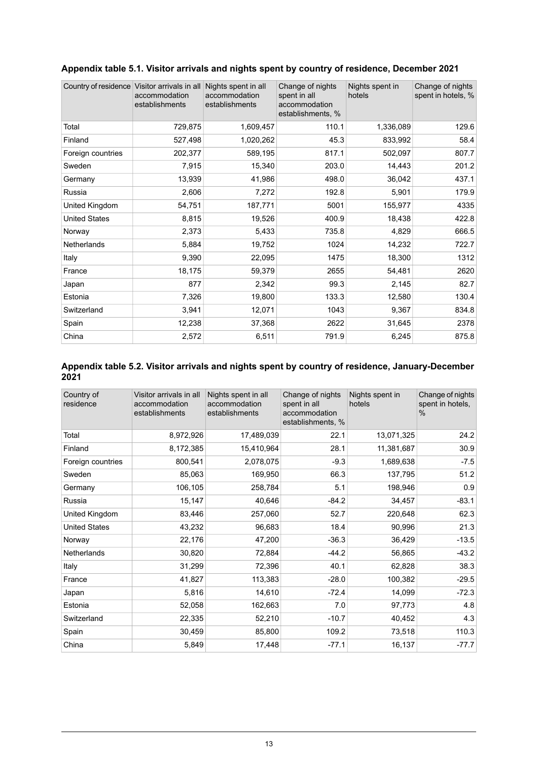### Appendix table 5.1. Visitor arrivals and nights spent by country of residence, December 2021

| Country of residence | Visitor arrivals in all accommodation establishments | Nights spent in all accommodation establishments | Change of nights spent in all accommodation establishments, % | Nights spent in hotels | Change of nights spent in hotels, % |
|---|---|---|---|---|---|
| Total | 729,875 | 1,609,457 | 110.1 | 1,336,089 | 129.6 |
| Finland | 527,498 | 1,020,262 | 45.3 | 833,992 | 58.4 |
| Foreign countries | 202,377 | 589,195 | 817.1 | 502,097 | 807.7 |
| Sweden | 7,915 | 15,340 | 203.0 | 14,443 | 201.2 |
| Germany | 13,939 | 41,986 | 498.0 | 36,042 | 437.1 |
| Russia | 2,606 | 7,272 | 192.8 | 5,901 | 179.9 |
| United Kingdom | 54,751 | 187,771 | 5001 | 155,977 | 4335 |
| United States | 8,815 | 19,526 | 400.9 | 18,438 | 422.8 |
| Norway | 2,373 | 5,433 | 735.8 | 4,829 | 666.5 |
| Netherlands | 5,884 | 19,752 | 1024 | 14,232 | 722.7 |
| Italy | 9,390 | 22,095 | 1475 | 18,300 | 1312 |
| France | 18,175 | 59,379 | 2655 | 54,481 | 2620 |
| Japan | 877 | 2,342 | 99.3 | 2,145 | 82.7 |
| Estonia | 7,326 | 19,800 | 133.3 | 12,580 | 130.4 |
| Switzerland | 3,941 | 12,071 | 1043 | 9,367 | 834.8 |
| Spain | 12,238 | 37,368 | 2622 | 31,645 | 2378 |
| China | 2,572 | 6,511 | 791.9 | 6,245 | 875.8 |

### Appendix table 5.2. Visitor arrivals and nights spent by country of residence, January-December 2021

| Country of residence | Visitor arrivals in all accommodation establishments | Nights spent in all accommodation establishments | Change of nights spent in all accommodation establishments, % | Nights spent in hotels | Change of nights spent in hotels, % |
|---|---|---|---|---|---|
| Total | 8,972,926 | 17,489,039 | 22.1 | 13,071,325 | 24.2 |
| Finland | 8,172,385 | 15,410,964 | 28.1 | 11,381,687 | 30.9 |
| Foreign countries | 800,541 | 2,078,075 | -9.3 | 1,689,638 | -7.5 |
| Sweden | 85,063 | 169,950 | 66.3 | 137,795 | 51.2 |
| Germany | 106,105 | 258,784 | 5.1 | 198,946 | 0.9 |
| Russia | 15,147 | 40,646 | -84.2 | 34,457 | -83.1 |
| United Kingdom | 83,446 | 257,060 | 52.7 | 220,648 | 62.3 |
| United States | 43,232 | 96,683 | 18.4 | 90,996 | 21.3 |
| Norway | 22,176 | 47,200 | -36.3 | 36,429 | -13.5 |
| Netherlands | 30,820 | 72,884 | -44.2 | 56,865 | -43.2 |
| Italy | 31,299 | 72,396 | 40.1 | 62,828 | 38.3 |
| France | 41,827 | 113,383 | -28.0 | 100,382 | -29.5 |
| Japan | 5,816 | 14,610 | -72.4 | 14,099 | -72.3 |
| Estonia | 52,058 | 162,663 | 7.0 | 97,773 | 4.8 |
| Switzerland | 22,335 | 52,210 | -10.7 | 40,452 | 4.3 |
| Spain | 30,459 | 85,800 | 109.2 | 73,518 | 110.3 |
| China | 5,849 | 17,448 | -77.1 | 16,137 | -77.7 |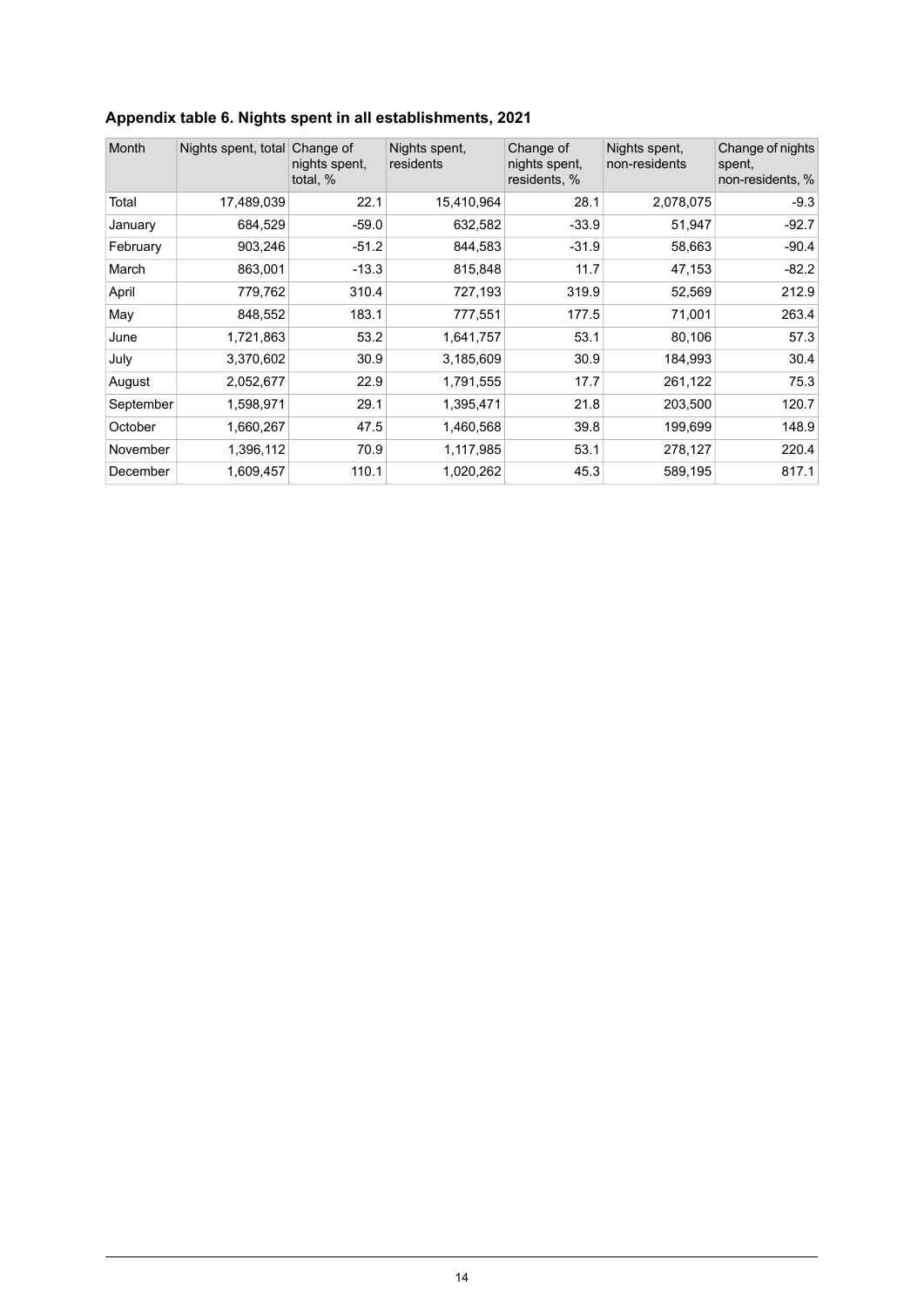**Appendix table 6. Nights spent in all establishments, 2021**

| Month | Nights spent, total | Change of nights spent, total, % | Nights spent, residents | Change of nights spent, residents, % | Nights spent, non-residents | Change of nights spent, non-residents, % |
|---|---|---|---|---|---|---|
| Total | 17,489,039 | 22.1 | 15,410,964 | 28.1 | 2,078,075 | -9.3 |
| January | 684,529 | -59.0 | 632,582 | -33.9 | 51,947 | -92.7 |
| February | 903,246 | -51.2 | 844,583 | -31.9 | 58,663 | -90.4 |
| March | 863,001 | -13.3 | 815,848 | 11.7 | 47,153 | -82.2 |
| April | 779,762 | 310.4 | 727,193 | 319.9 | 52,569 | 212.9 |
| May | 848,552 | 183.1 | 777,551 | 177.5 | 71,001 | 263.4 |
| June | 1,721,863 | 53.2 | 1,641,757 | 53.1 | 80,106 | 57.3 |
| July | 3,370,602 | 30.9 | 3,185,609 | 30.9 | 184,993 | 30.4 |
| August | 2,052,677 | 22.9 | 1,791,555 | 17.7 | 261,122 | 75.3 |
| September | 1,598,971 | 29.1 | 1,395,471 | 21.8 | 203,500 | 120.7 |
| October | 1,660,267 | 47.5 | 1,460,568 | 39.8 | 199,699 | 148.9 |
| November | 1,396,112 | 70.9 | 1,117,985 | 53.1 | 278,127 | 220.4 |
| December | 1,609,457 | 110.1 | 1,020,262 | 45.3 | 589,195 | 817.1 |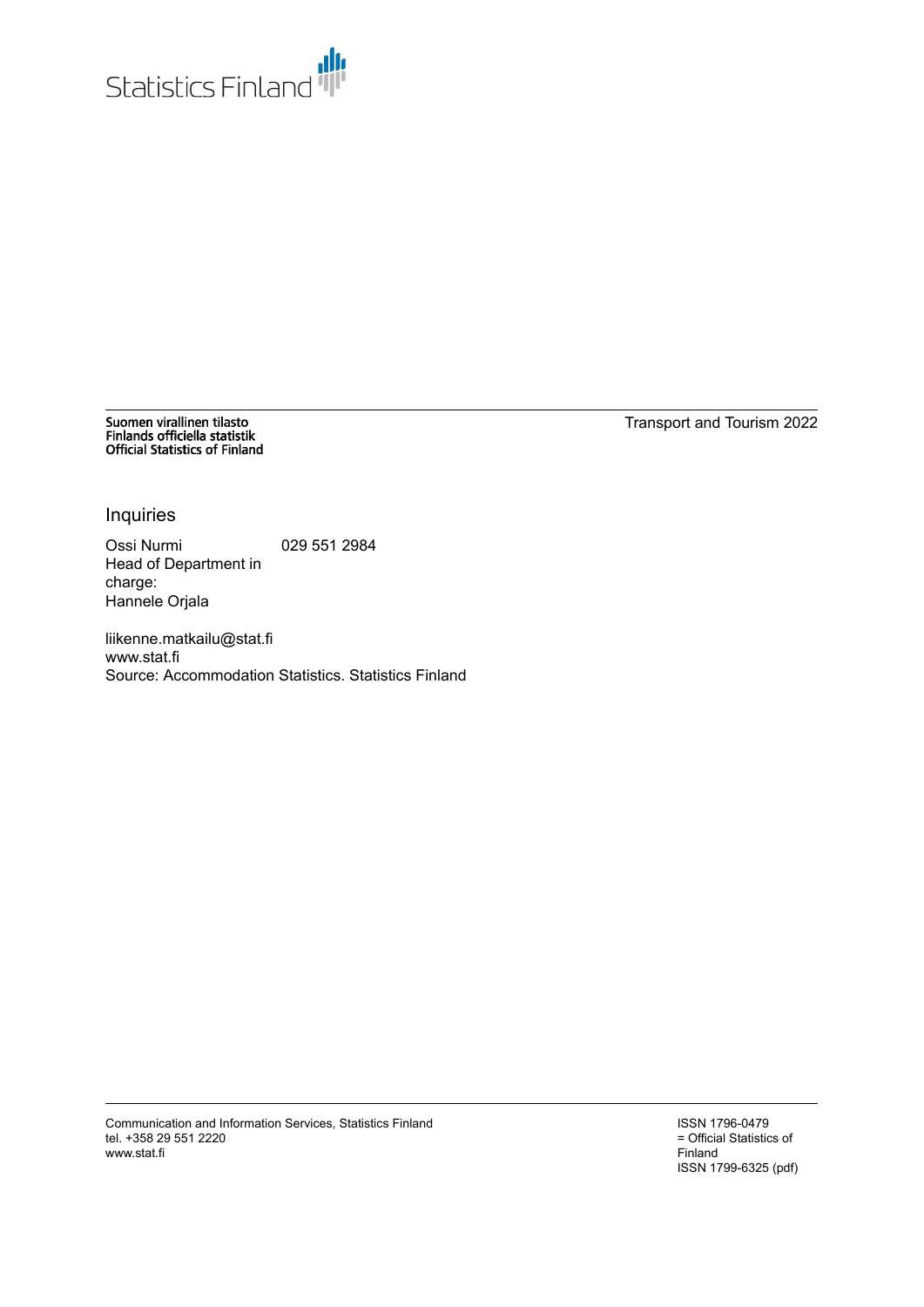Statistics Finland

Suomen virallinen tilasto
Finlands officiella statistik
Official Statistics of Finland

Transport and Tourism 2022

## Inquiries

| | |
|---|---|
| Ossi Nurmi | 029 551 2984 |
| Head of Department in charge: | |
| Hannele Orjala | |

liikenne.matkailu@stat.fi
www.stat.fi
Source: Accommodation Statistics. Statistics Finland

Communication and Information Services, Statistics Finland
tel. +358 29 551 2220
www.stat.fi

ISSN 1796-0479
= Official Statistics of Finland
ISSN 1799-6325 (pdf)